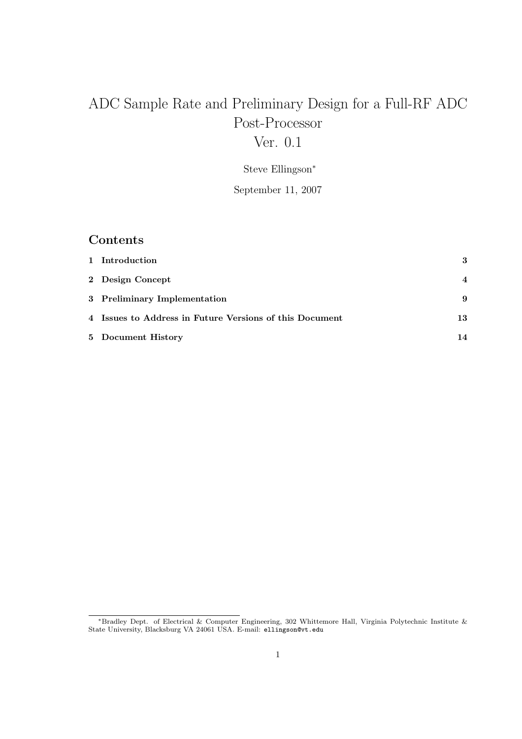# ADC Sample Rate and Preliminary Design for a Full-RF ADC Post-Processor
Ver. 0.1

Steve Ellingson[*]

September 11, 2007

## Contents

| | | |
|---|---|---|
| **1** | **Introduction** | **3** |
| **2** | **Design Concept** | **4** |
| **3** | **Preliminary Implementation** | **9** |
| **4** | **Issues to Address in Future Versions of this Document** | **13** |
| **5** | **Document History** | **14** |

[*]Bradley Dept. of Electrical & Computer Engineering, 302 Whittemore Hall, Virginia Polytechnic Institute & State University, Blacksburg VA 24061 USA. E-mail: ellingson@vt.edu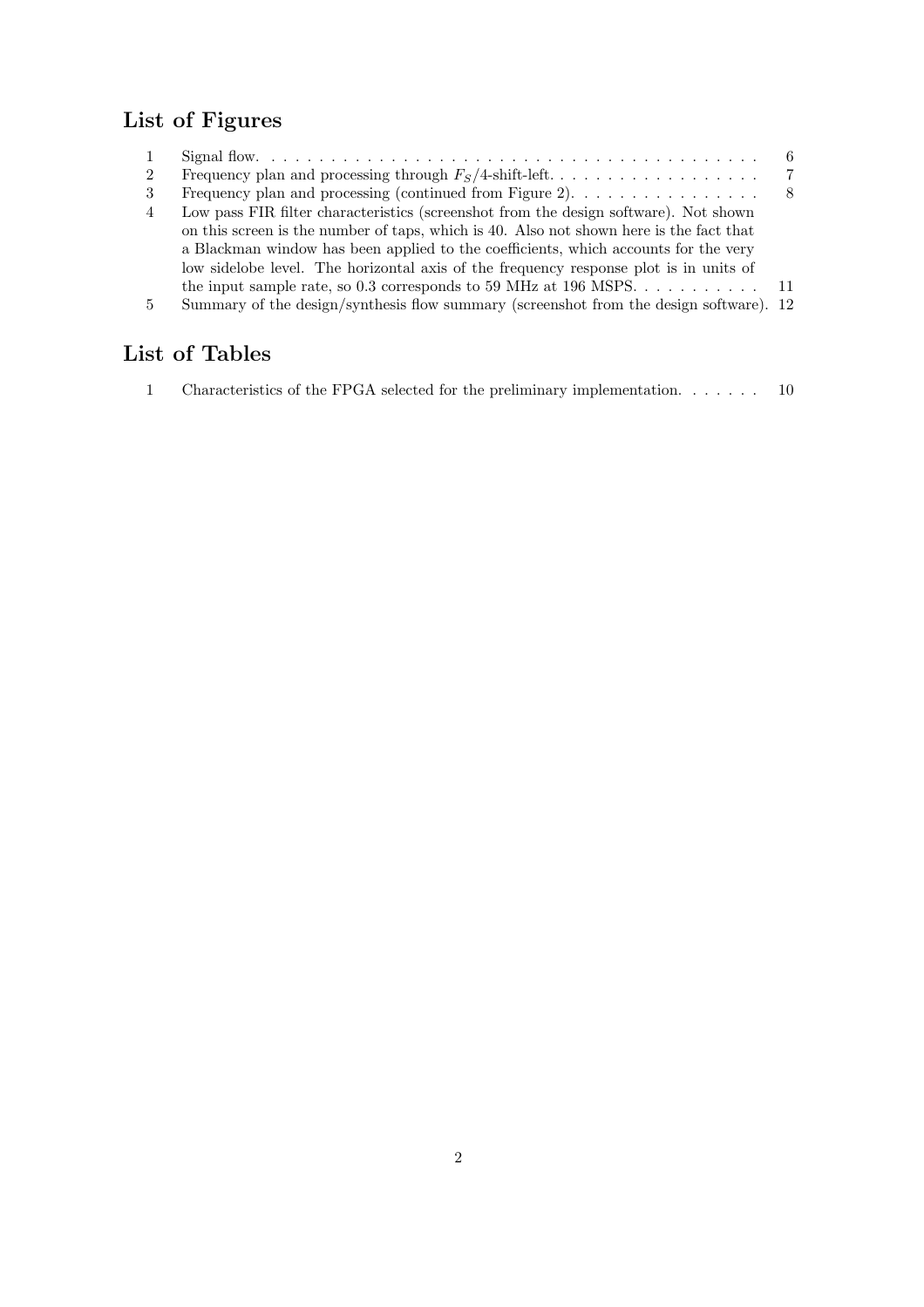## List of Figures

1. Signal flow. 6
2. Frequency plan and processing through $F_S/4$-shift-left. 7
3. Frequency plan and processing (continued from Figure 2). 8
4. Low pass FIR filter characteristics (screenshot from the design software). Not shown on this screen is the number of taps, which is 40. Also not shown here is the fact that a Blackman window has been applied to the coefficients, which accounts for the very low sidelobe level. The horizontal axis of the frequency response plot is in units of the input sample rate, so 0.3 corresponds to 59 MHz at 196 MSPS. 11
5. Summary of the design/synthesis flow summary (screenshot from the design software). 12

## List of Tables

1. Characteristics of the FPGA selected for the preliminary implementation. 10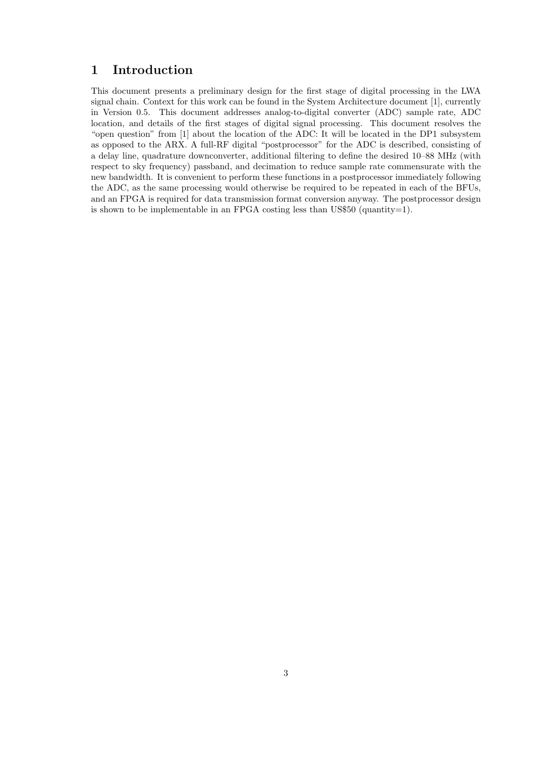# 1 Introduction

This document presents a preliminary design for the first stage of digital processing in the LWA signal chain. Context for this work can be found in the System Architecture document [1], currently in Version 0.5. This document addresses analog-to-digital converter (ADC) sample rate, ADC location, and details of the first stages of digital signal processing. This document resolves the "open question" from [1] about the location of the ADC: It will be located in the DP1 subsystem as opposed to the ARX. A full-RF digital "postprocessor" for the ADC is described, consisting of a delay line, quadrature downconverter, additional filtering to define the desired 10–88 MHz (with respect to sky frequency) passband, and decimation to reduce sample rate commensurate with the new bandwidth. It is convenient to perform these functions in a postprocessor immediately following the ADC, as the same processing would otherwise be required to be repeated in each of the BFUs, and an FPGA is required for data transmission format conversion anyway. The postprocessor design is shown to be implementable in an FPGA costing less than US$50 (quantity=1).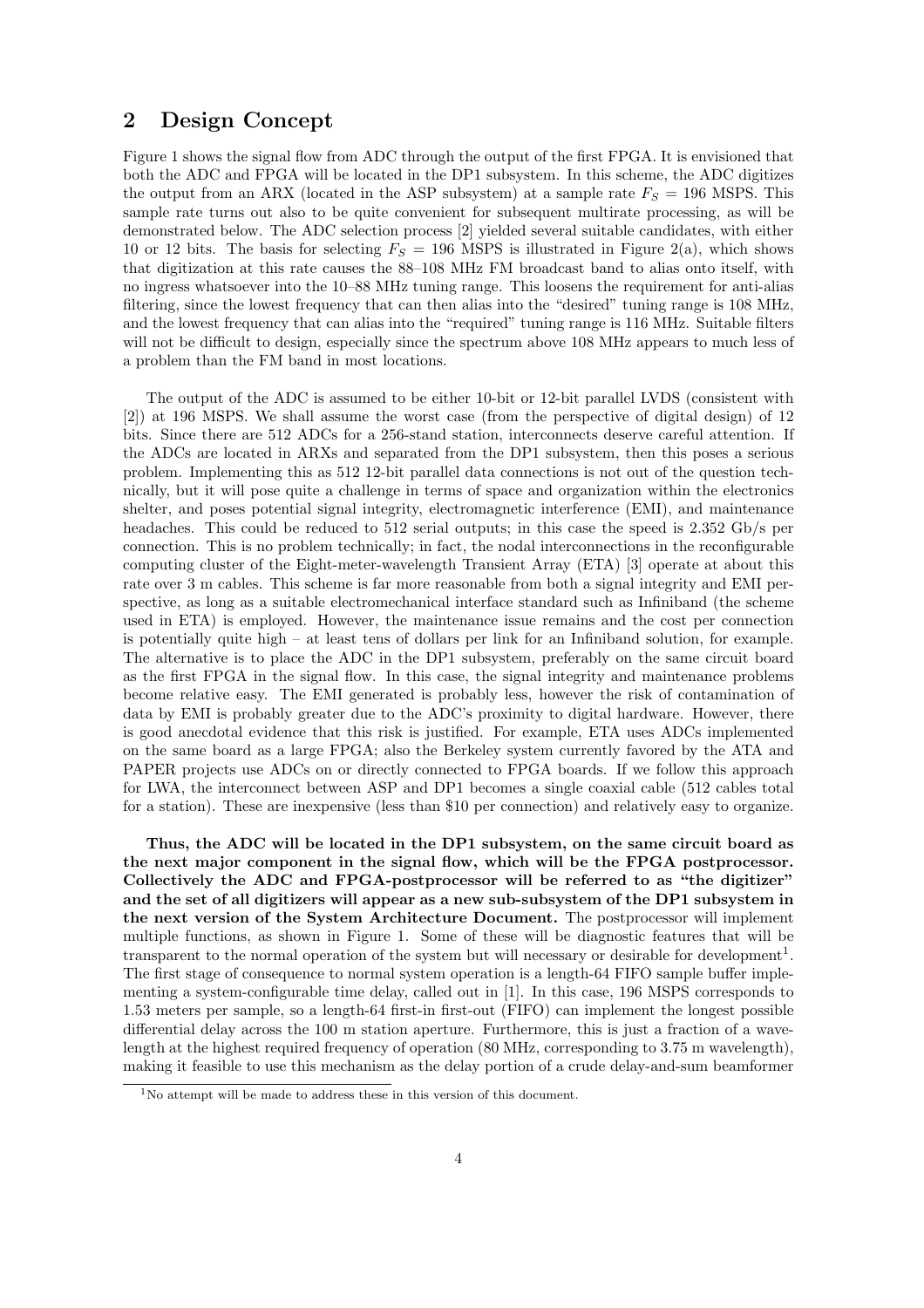## 2 Design Concept

Figure 1 shows the signal flow from ADC through the output of the first FPGA. It is envisioned that both the ADC and FPGA will be located in the DP1 subsystem. In this scheme, the ADC digitizes the output from an ARX (located in the ASP subsystem) at a sample rate $F_S = 196$ MSPS. This sample rate turns out also to be quite convenient for subsequent multirate processing, as will be demonstrated below. The ADC selection process [2] yielded several suitable candidates, with either 10 or 12 bits. The basis for selecting $F_S = 196$ MSPS is illustrated in Figure 2(a), which shows that digitization at this rate causes the 88–108 MHz FM broadcast band to alias onto itself, with no ingress whatsoever into the 10–88 MHz tuning range. This loosens the requirement for anti-alias filtering, since the lowest frequency that can then alias into the "desired" tuning range is 108 MHz, and the lowest frequency that can alias into the "required" tuning range is 116 MHz. Suitable filters will not be difficult to design, especially since the spectrum above 108 MHz appears to much less of a problem than the FM band in most locations.

The output of the ADC is assumed to be either 10-bit or 12-bit parallel LVDS (consistent with [2]) at 196 MSPS. We shall assume the worst case (from the perspective of digital design) of 12 bits. Since there are 512 ADCs for a 256-stand station, interconnects deserve careful attention. If the ADCs are located in ARXs and separated from the DP1 subsystem, then this poses a serious problem. Implementing this as 512 12-bit parallel data connections is not out of the question technically, but it will pose quite a challenge in terms of space and organization within the electronics shelter, and poses potential signal integrity, electromagnetic interference (EMI), and maintenance headaches. This could be reduced to 512 serial outputs; in this case the speed is 2.352 Gb/s per connection. This is no problem technically; in fact, the nodal interconnections in the reconfigurable computing cluster of the Eight-meter-wavelength Transient Array (ETA) [3] operate at about this rate over 3 m cables. This scheme is far more reasonable from both a signal integrity and EMI perspective, as long as a suitable electromechanical interface standard such as Infiniband (the scheme used in ETA) is employed. However, the maintenance issue remains and the cost per connection is potentially quite high – at least tens of dollars per link for an Infiniband solution, for example. The alternative is to place the ADC in the DP1 subsystem, preferably on the same circuit board as the first FPGA in the signal flow. In this case, the signal integrity and maintenance problems become relative easy. The EMI generated is probably less, however the risk of contamination of data by EMI is probably greater due to the ADC's proximity to digital hardware. However, there is good anecdotal evidence that this risk is justified. For example, ETA uses ADCs implemented on the same board as a large FPGA; also the Berkeley system currently favored by the ATA and PAPER projects use ADCs on or directly connected to FPGA boards. If we follow this approach for LWA, the interconnect between ASP and DP1 becomes a single coaxial cable (512 cables total for a station). These are inexpensive (less than $10 per connection) and relatively easy to organize.

**Thus, the ADC will be located in the DP1 subsystem, on the same circuit board as the next major component in the signal flow, which will be the FPGA postprocessor. Collectively the ADC and FPGA-postprocessor will be referred to as "the digitizer" and the set of all digitizers will appear as a new sub-subsystem of the DP1 subsystem in the next version of the System Architecture Document.** The postprocessor will implement multiple functions, as shown in Figure 1. Some of these will be diagnostic features that will be transparent to the normal operation of the system but will necessary or desirable for development[1]. The first stage of consequence to normal system operation is a length-64 FIFO sample buffer implementing a system-configurable time delay, called out in [1]. In this case, 196 MSPS corresponds to 1.53 meters per sample, so a length-64 first-in first-out (FIFO) can implement the longest possible differential delay across the 100 m station aperture. Furthermore, this is just a fraction of a wavelength at the highest required frequency of operation (80 MHz, corresponding to 3.75 m wavelength), making it feasible to use this mechanism as the delay portion of a crude delay-and-sum beamformer

[1] No attempt will be made to address these in this version of this document.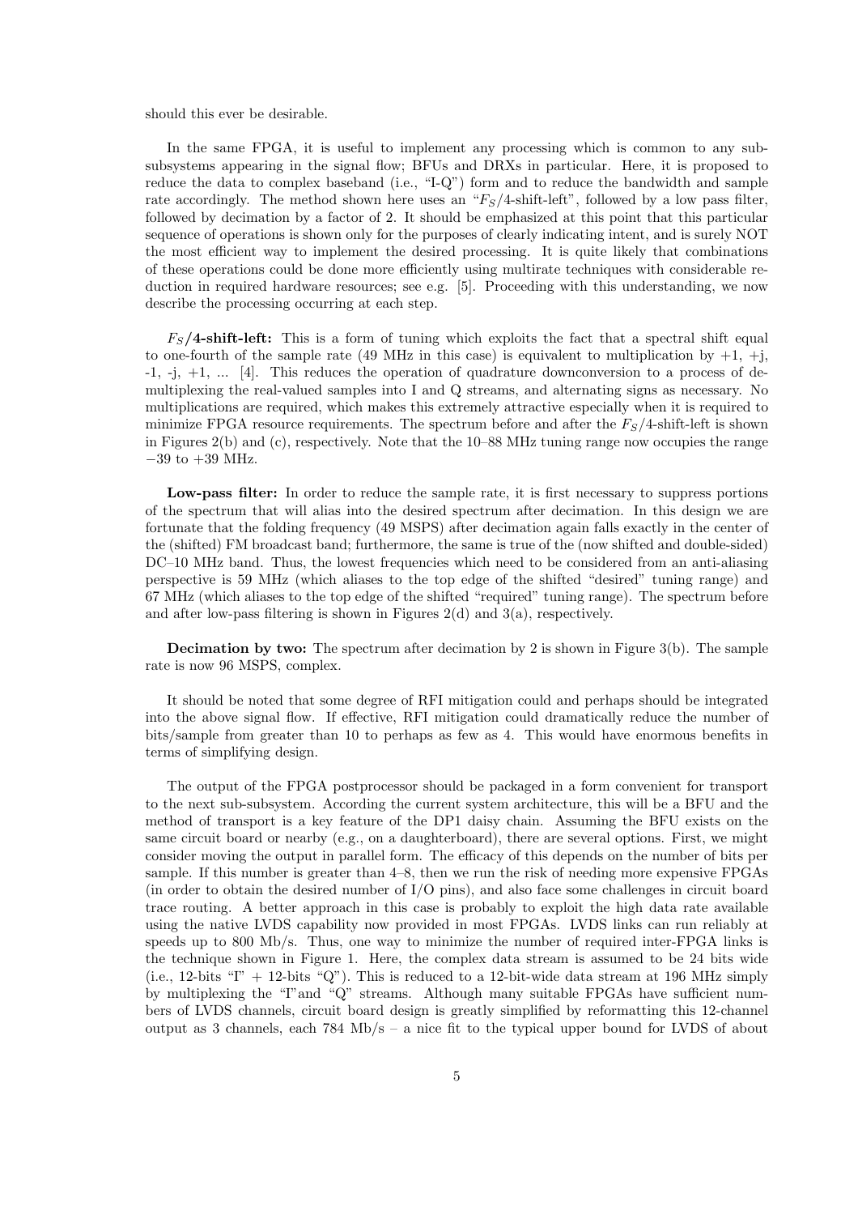should this ever be desirable.

In the same FPGA, it is useful to implement any processing which is common to any sub-subsystems appearing in the signal flow; BFUs and DRXs in particular. Here, it is proposed to reduce the data to complex baseband (i.e., "I-Q") form and to reduce the bandwidth and sample rate accordingly. The method shown here uses an "$F_S$/4-shift-left", followed by a low pass filter, followed by decimation by a factor of 2. It should be emphasized at this point that this particular sequence of operations is shown only for the purposes of clearly indicating intent, and is surely NOT the most efficient way to implement the desired processing. It is quite likely that combinations of these operations could be done more efficiently using multirate techniques with considerable reduction in required hardware resources; see e.g. [5]. Proceeding with this understanding, we now describe the processing occurring at each step.

**$F_S$/4-shift-left:** This is a form of tuning which exploits the fact that a spectral shift equal to one-fourth of the sample rate (49 MHz in this case) is equivalent to multiplication by +1, +j, -1, -j, +1, ... [4]. This reduces the operation of quadrature downconversion to a process of demultiplexing the real-valued samples into I and Q streams, and alternating signs as necessary. No multiplications are required, which makes this extremely attractive especially when it is required to minimize FPGA resource requirements. The spectrum before and after the $F_S$/4-shift-left is shown in Figures 2(b) and (c), respectively. Note that the 10–88 MHz tuning range now occupies the range −39 to +39 MHz.

**Low-pass filter:** In order to reduce the sample rate, it is first necessary to suppress portions of the spectrum that will alias into the desired spectrum after decimation. In this design we are fortunate that the folding frequency (49 MSPS) after decimation again falls exactly in the center of the (shifted) FM broadcast band; furthermore, the same is true of the (now shifted and double-sided) DC–10 MHz band. Thus, the lowest frequencies which need to be considered from an anti-aliasing perspective is 59 MHz (which aliases to the top edge of the shifted "desired" tuning range) and 67 MHz (which aliases to the top edge of the shifted "required" tuning range). The spectrum before and after low-pass filtering is shown in Figures 2(d) and 3(a), respectively.

**Decimation by two:** The spectrum after decimation by 2 is shown in Figure 3(b). The sample rate is now 96 MSPS, complex.

It should be noted that some degree of RFI mitigation could and perhaps should be integrated into the above signal flow. If effective, RFI mitigation could dramatically reduce the number of bits/sample from greater than 10 to perhaps as few as 4. This would have enormous benefits in terms of simplifying design.

The output of the FPGA postprocessor should be packaged in a form convenient for transport to the next sub-subsystem. According the current system architecture, this will be a BFU and the method of transport is a key feature of the DP1 daisy chain. Assuming the BFU exists on the same circuit board or nearby (e.g., on a daughterboard), there are several options. First, we might consider moving the output in parallel form. The efficacy of this depends on the number of bits per sample. If this number is greater than 4–8, then we run the risk of needing more expensive FPGAs (in order to obtain the desired number of I/O pins), and also face some challenges in circuit board trace routing. A better approach in this case is probably to exploit the high data rate available using the native LVDS capability now provided in most FPGAs. LVDS links can run reliably at speeds up to 800 Mb/s. Thus, one way to minimize the number of required inter-FPGA links is the technique shown in Figure 1. Here, the complex data stream is assumed to be 24 bits wide (i.e., 12-bits "I" + 12-bits "Q"). This is reduced to a 12-bit-wide data stream at 196 MHz simply by multiplexing the "I"and "Q" streams. Although many suitable FPGAs have sufficient numbers of LVDS channels, circuit board design is greatly simplified by reformatting this 12-channel output as 3 channels, each 784 Mb/s – a nice fit to the typical upper bound for LVDS of about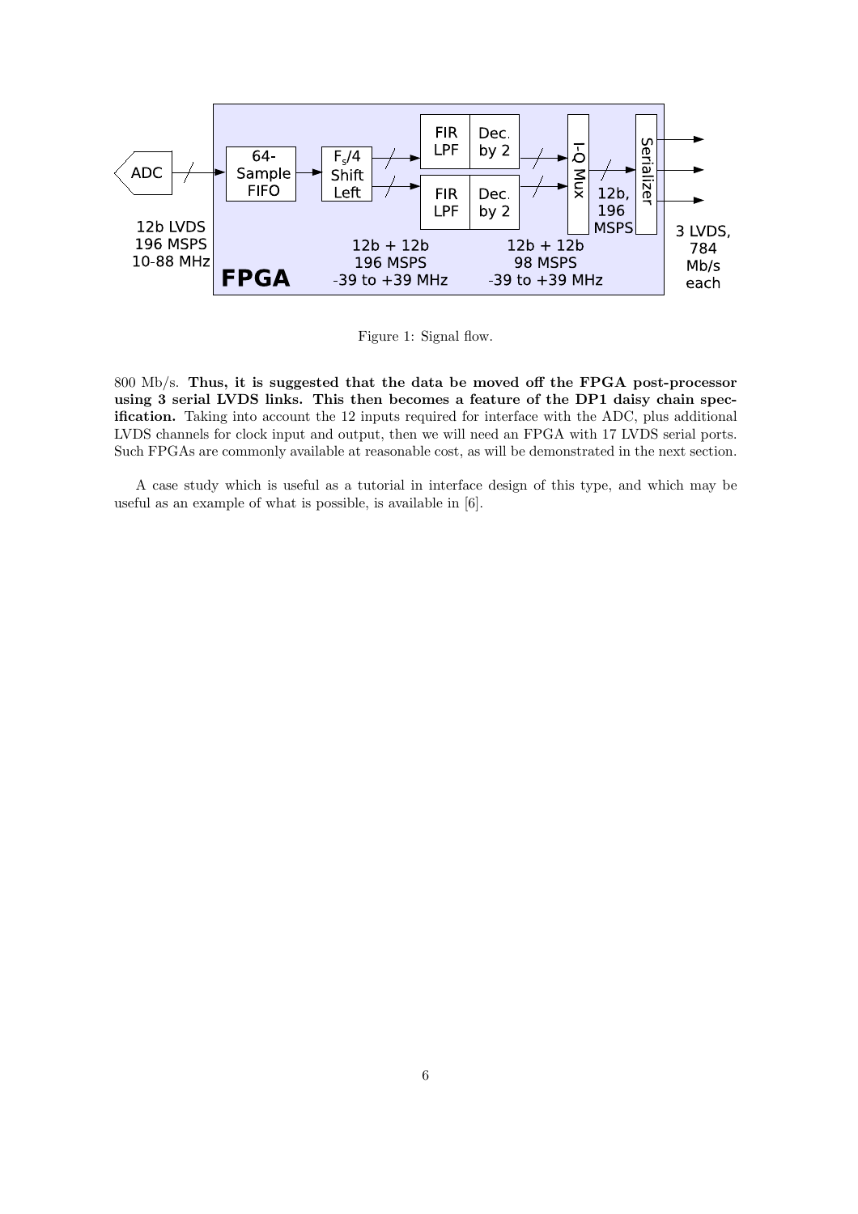Figure 1: Signal flow.

800 Mb/s. **Thus, it is suggested that the data be moved off the FPGA post-processor using 3 serial LVDS links. This then becomes a feature of the DP1 daisy chain specification.** Taking into account the 12 inputs required for interface with the ADC, plus additional LVDS channels for clock input and output, then we will need an FPGA with 17 LVDS serial ports. Such FPGAs are commonly available at reasonable cost, as will be demonstrated in the next section.

A case study which is useful as a tutorial in interface design of this type, and which may be useful as an example of what is possible, is available in [6].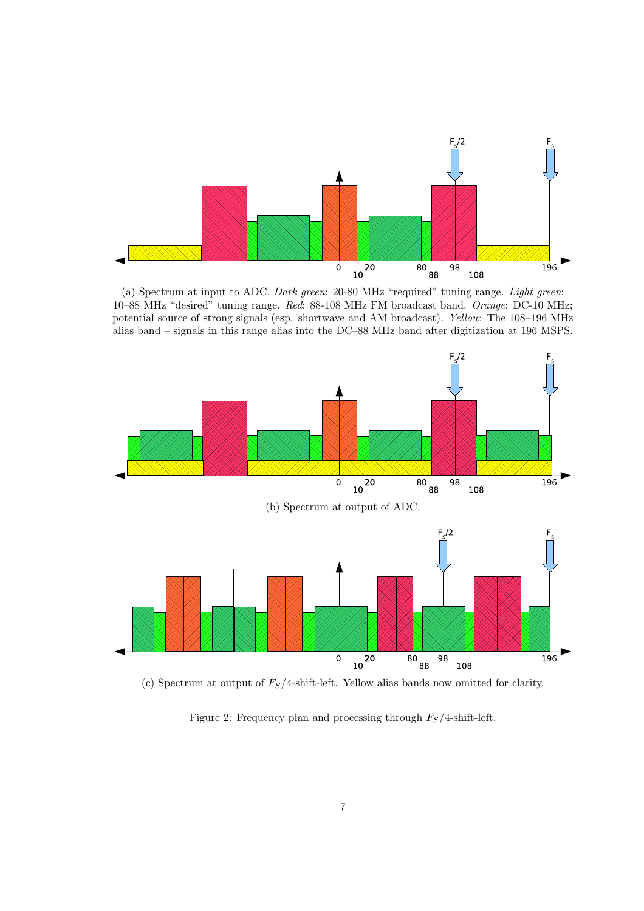(a) Spectrum at input to ADC. *Dark green*: 20-80 MHz “required” tuning range. *Light green*: 10–88 MHz “desired” tuning range. *Red*: 88-108 MHz FM broadcast band. *Orange*: DC-10 MHz; potential source of strong signals (esp. shortwave and AM broadcast). *Yellow*: The 108–196 MHz alias band – signals in this range alias into the DC–88 MHz band after digitization at 196 MSPS.

(b) Spectrum at output of ADC.

(c) Spectrum at output of $F_S/4$-shift-left. Yellow alias bands now omitted for clarity.

Figure 2: Frequency plan and processing through $F_S/4$-shift-left.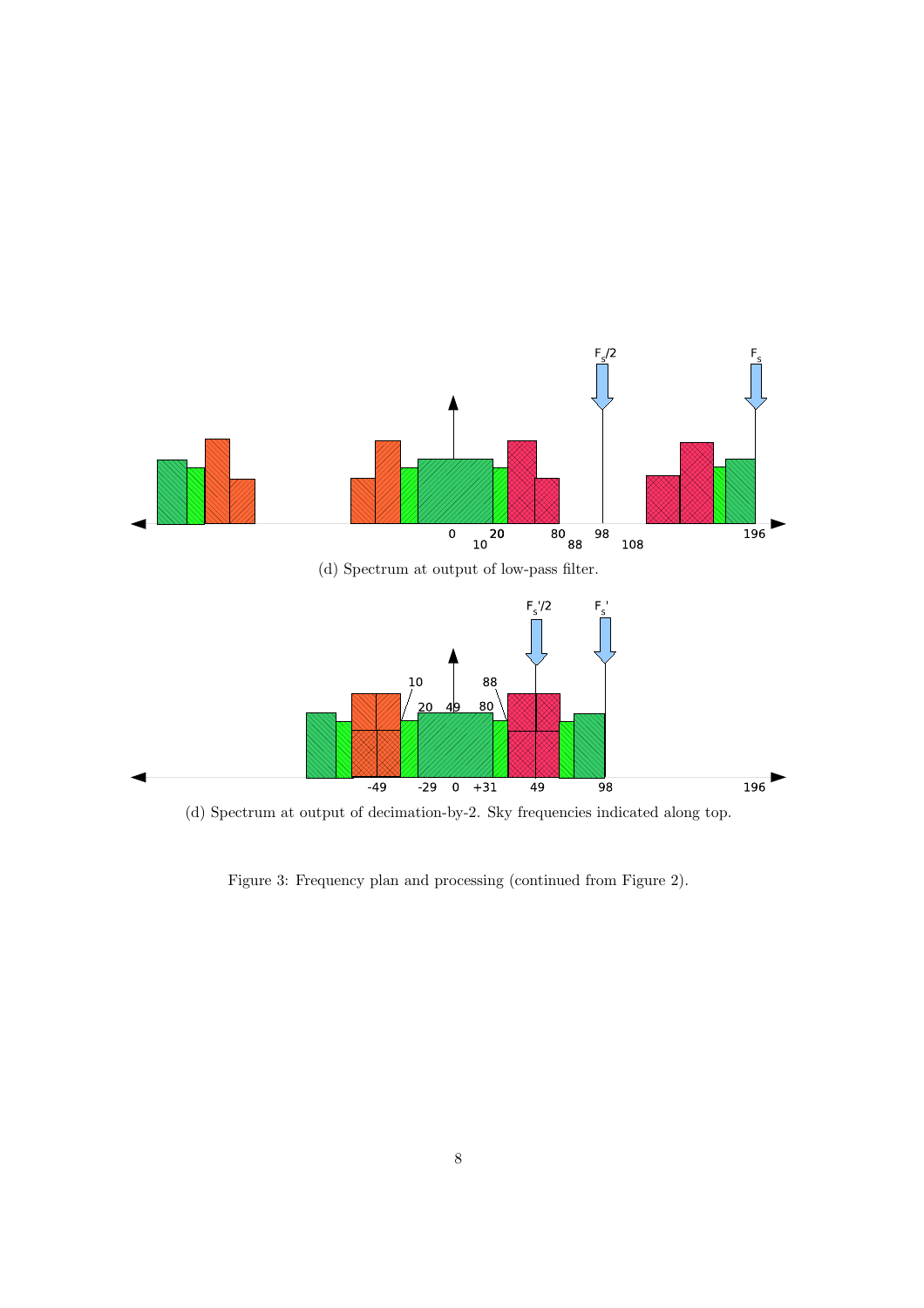(d) Spectrum at output of low-pass filter.

(d) Spectrum at output of decimation-by-2. Sky frequencies indicated along top.

Figure 3: Frequency plan and processing (continued from Figure 2).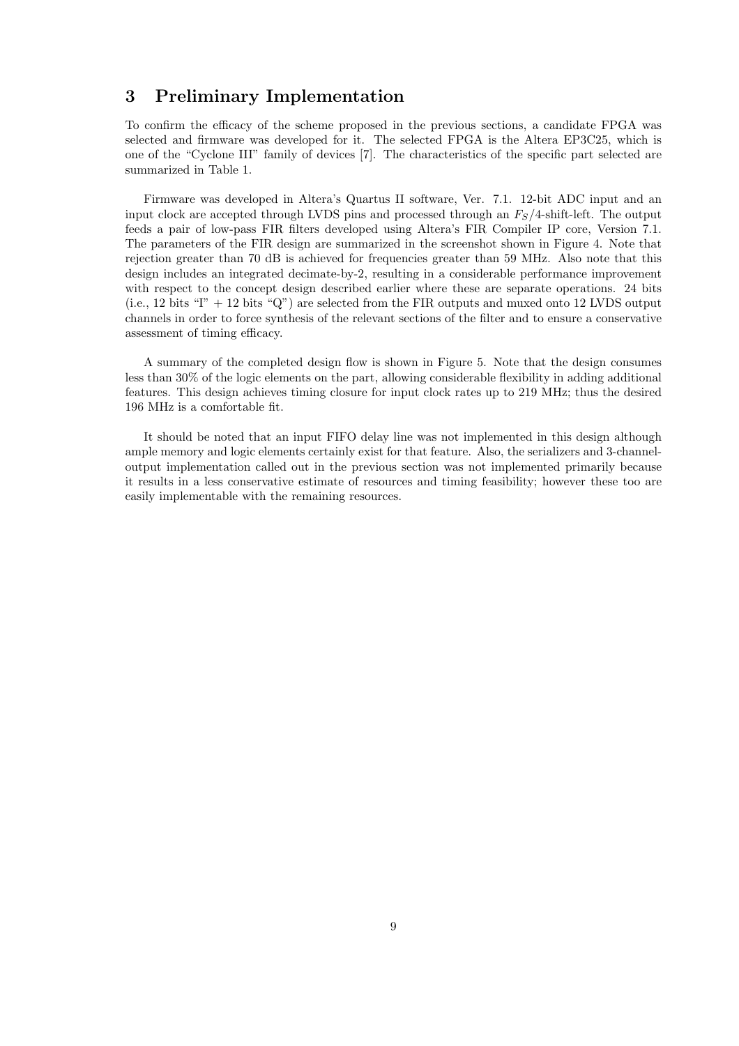## 3 Preliminary Implementation

To confirm the efficacy of the scheme proposed in the previous sections, a candidate FPGA was selected and firmware was developed for it. The selected FPGA is the Altera EP3C25, which is one of the "Cyclone III" family of devices [7]. The characteristics of the specific part selected are summarized in Table 1.

Firmware was developed in Altera's Quartus II software, Ver. 7.1. 12-bit ADC input and an input clock are accepted through LVDS pins and processed through an $F_S/4$-shift-left. The output feeds a pair of low-pass FIR filters developed using Altera's FIR Compiler IP core, Version 7.1. The parameters of the FIR design are summarized in the screenshot shown in Figure 4. Note that rejection greater than 70 dB is achieved for frequencies greater than 59 MHz. Also note that this design includes an integrated decimate-by-2, resulting in a considerable performance improvement with respect to the concept design described earlier where these are separate operations. 24 bits (i.e., 12 bits "I" + 12 bits "Q") are selected from the FIR outputs and muxed onto 12 LVDS output channels in order to force synthesis of the relevant sections of the filter and to ensure a conservative assessment of timing efficacy.

A summary of the completed design flow is shown in Figure 5. Note that the design consumes less than 30% of the logic elements on the part, allowing considerable flexibility in adding additional features. This design achieves timing closure for input clock rates up to 219 MHz; thus the desired 196 MHz is a comfortable fit.

It should be noted that an input FIFO delay line was not implemented in this design although ample memory and logic elements certainly exist for that feature. Also, the serializers and 3-channel-output implementation called out in the previous section was not implemented primarily because it results in a less conservative estimate of resources and timing feasibility; however these too are easily implementable with the remaining resources.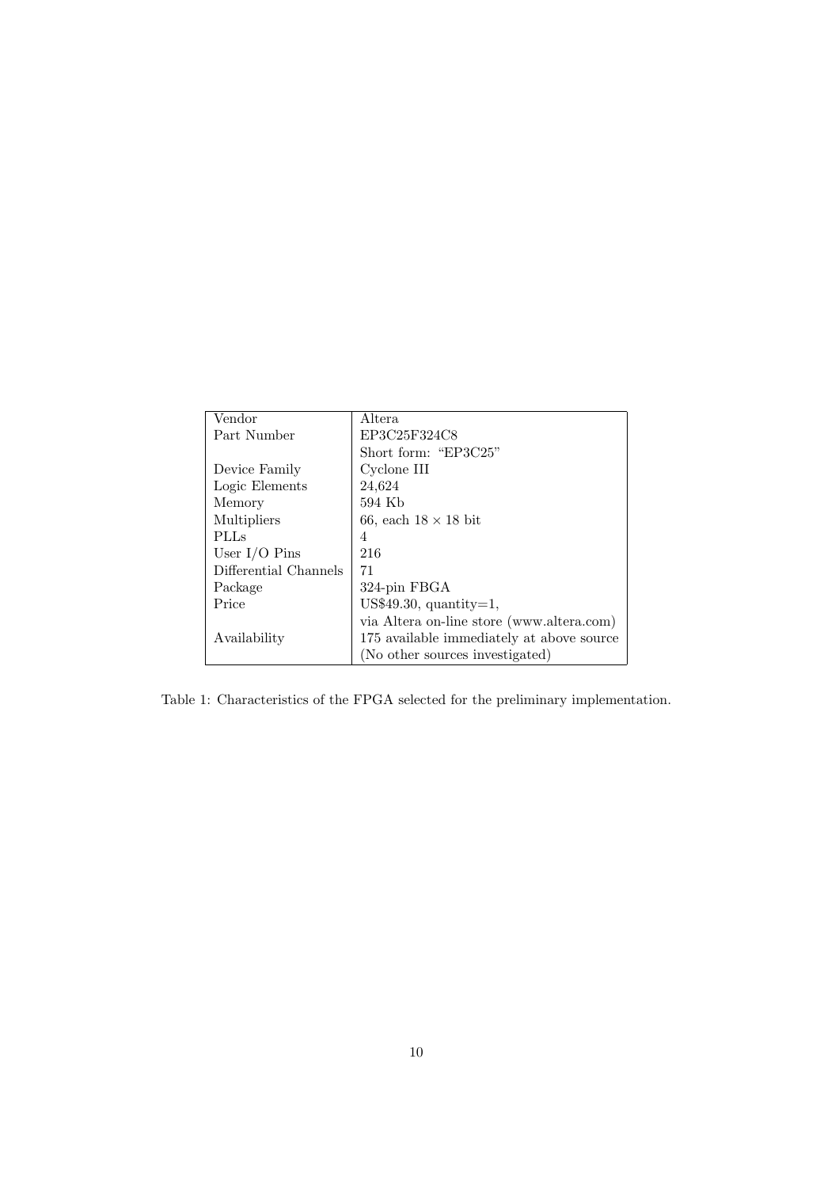| Vendor | Altera |
|---|---|
| Part Number | EP3C25F324C8 |
| | Short form: "EP3C25" |
| Device Family | Cyclone III |
| Logic Elements | 24,624 |
| Memory | 594 Kb |
| Multipliers | 66, each $18 \times 18$ bit |
| PLLs | 4 |
| User I/O Pins | 216 |
| Differential Channels | 71 |
| Package | 324-pin FBGA |
| Price | US$49.30, quantity=1, |
| | via Altera on-line store (www.altera.com) |
| Availability | 175 available immediately at above source |
| | (No other sources investigated) |

Table 1: Characteristics of the FPGA selected for the preliminary implementation.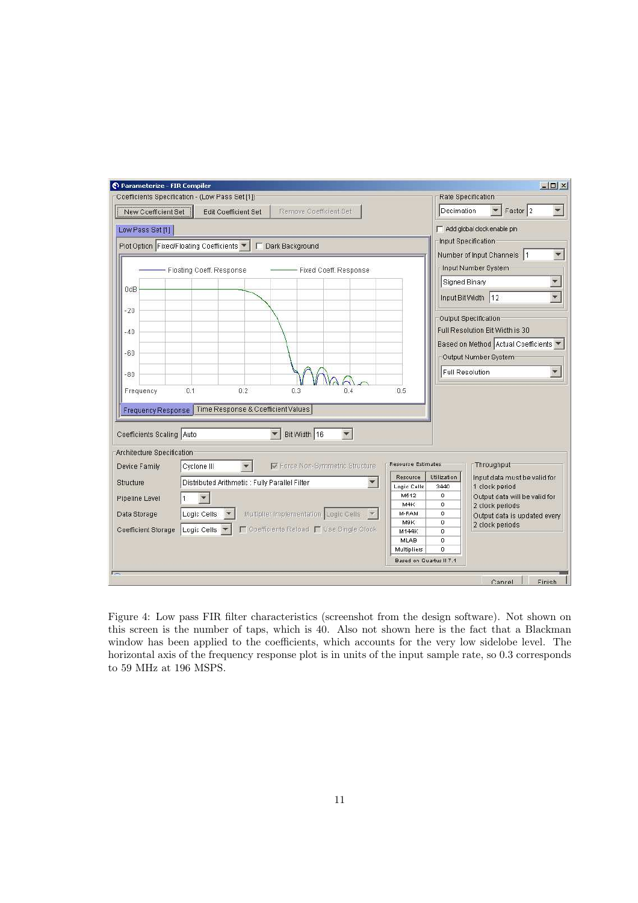Figure 4: Low pass FIR filter characteristics (screenshot from the design software). Not shown on this screen is the number of taps, which is 40. Also not shown here is the fact that a Blackman window has been applied to the coefficients, which accounts for the very low sidelobe level. The horizontal axis of the frequency response plot is in units of the input sample rate, so 0.3 corresponds to 59 MHz at 196 MSPS.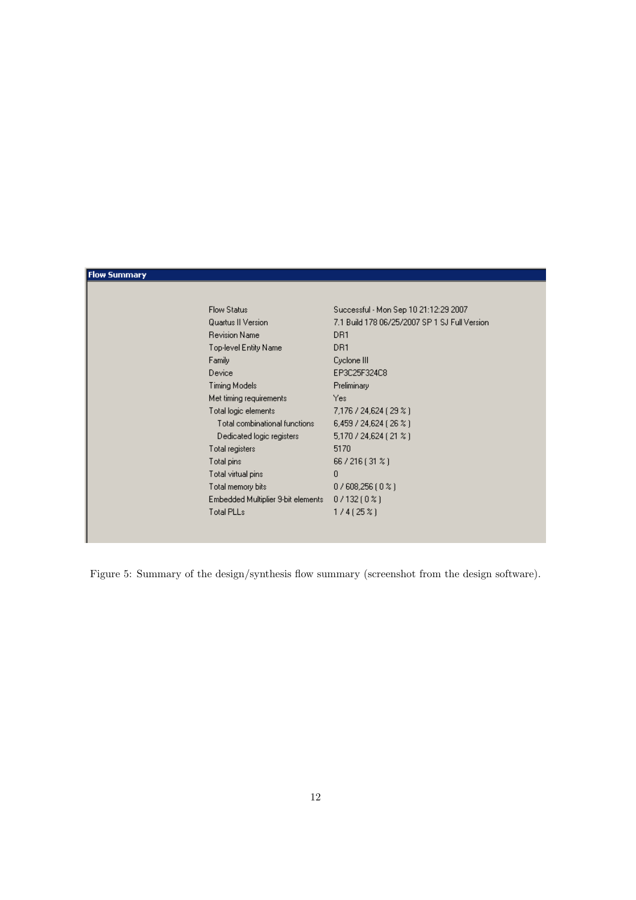**Flow Summary**

| | |
|---|---|
| Flow Status | Successful - Mon Sep 10 21:12:29 2007 |
| Quartus II Version | 7.1 Build 178 06/25/2007 SP 1 SJ Full Version |
| Revision Name | DR1 |
| Top-level Entity Name | DR1 |
| Family | Cyclone III |
| Device | EP3C25F324C8 |
| Timing Models | Preliminary |
| Met timing requirements | Yes |
| Total logic elements | 7,176 / 24,624 ( 29 % ) |
| Total combinational functions | 6,459 / 24,624 ( 26 % ) |
| Dedicated logic registers | 5,170 / 24,624 ( 21 % ) |
| Total registers | 5170 |
| Total pins | 66 / 216 ( 31 % ) |
| Total virtual pins | 0 |
| Total memory bits | 0 / 608,256 ( 0 % ) |
| Embedded Multiplier 9-bit elements | 0 / 132 ( 0 % ) |
| Total PLLs | 1 / 4 ( 25 % ) |

Figure 5: Summary of the design/synthesis flow summary (screenshot from the design software).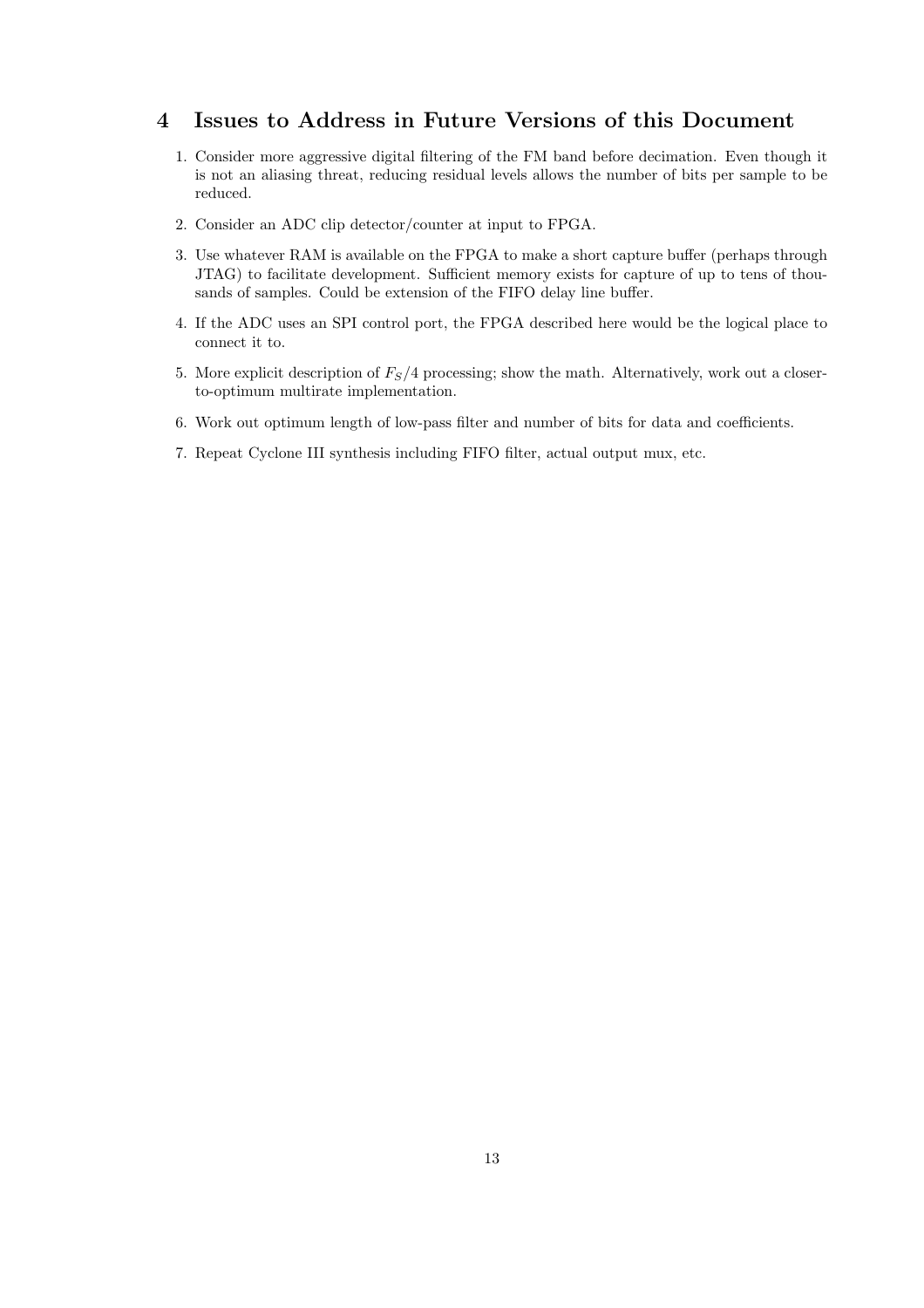## 4 Issues to Address in Future Versions of this Document

1. Consider more aggressive digital filtering of the FM band before decimation. Even though it is not an aliasing threat, reducing residual levels allows the number of bits per sample to be reduced.
2. Consider an ADC clip detector/counter at input to FPGA.
3. Use whatever RAM is available on the FPGA to make a short capture buffer (perhaps through JTAG) to facilitate development. Sufficient memory exists for capture of up to tens of thousands of samples. Could be extension of the FIFO delay line buffer.
4. If the ADC uses an SPI control port, the FPGA described here would be the logical place to connect it to.
5. More explicit description of $F_S/4$ processing; show the math. Alternatively, work out a closer-to-optimum multirate implementation.
6. Work out optimum length of low-pass filter and number of bits for data and coefficients.
7. Repeat Cyclone III synthesis including FIFO filter, actual output mux, etc.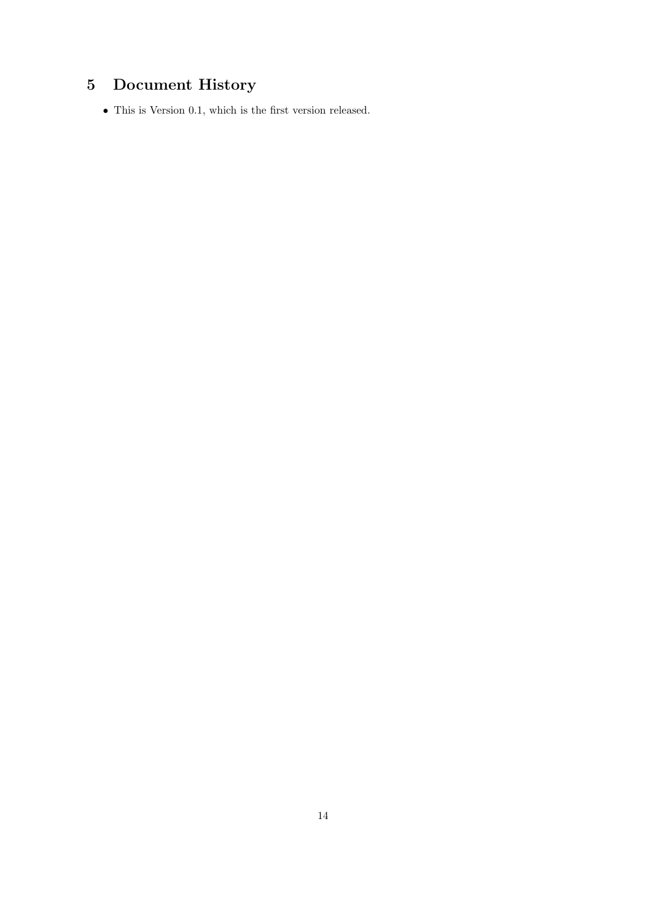## 5 Document History

- This is Version 0.1, which is the first version released.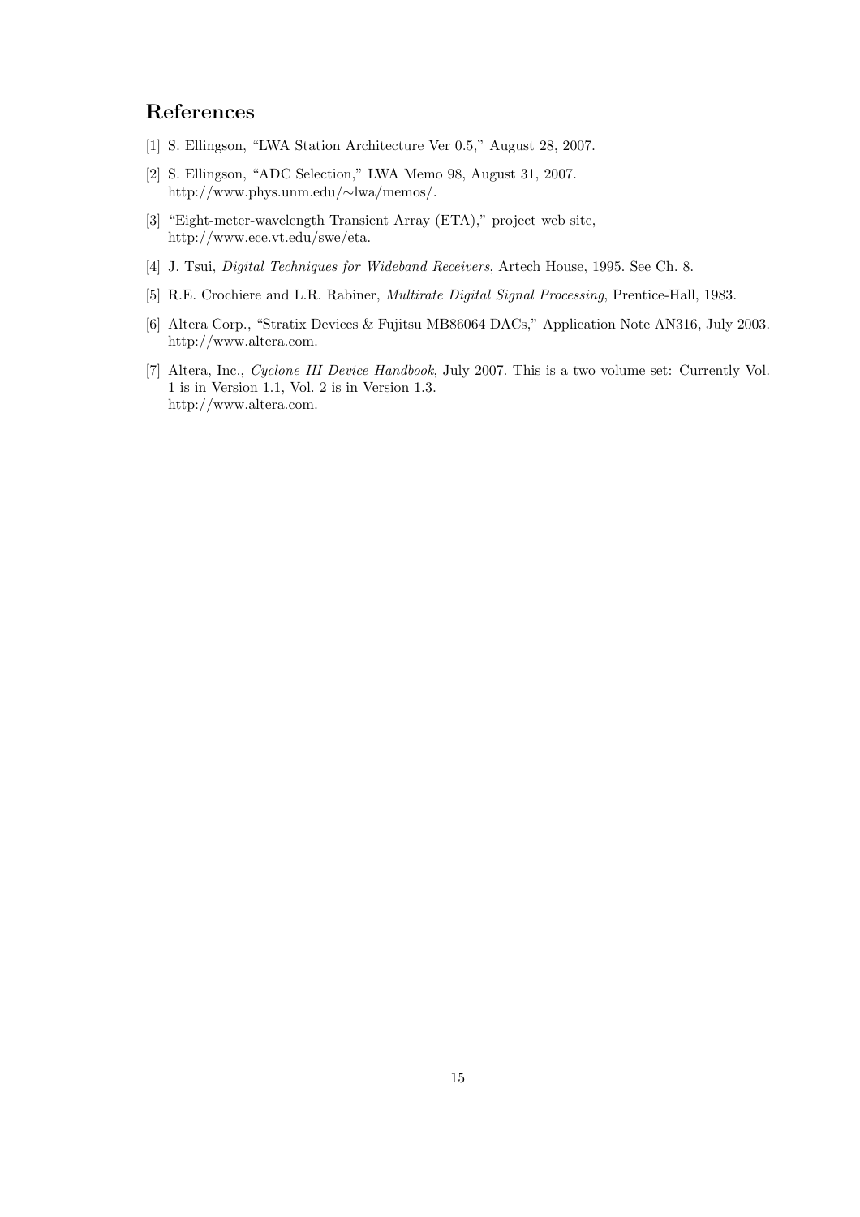## References

[1] S. Ellingson, "LWA Station Architecture Ver 0.5," August 28, 2007.

[2] S. Ellingson, "ADC Selection," LWA Memo 98, August 31, 2007. http://www.phys.unm.edu/∼lwa/memos/.

[3] "Eight-meter-wavelength Transient Array (ETA)," project web site, http://www.ece.vt.edu/swe/eta.

[4] J. Tsui, *Digital Techniques for Wideband Receivers*, Artech House, 1995. See Ch. 8.

[5] R.E. Crochiere and L.R. Rabiner, *Multirate Digital Signal Processing*, Prentice-Hall, 1983.

[6] Altera Corp., "Stratix Devices & Fujitsu MB86064 DACs," Application Note AN316, July 2003. http://www.altera.com.

[7] Altera, Inc., *Cyclone III Device Handbook*, July 2007. This is a two volume set: Currently Vol. 1 is in Version 1.1, Vol. 2 is in Version 1.3. http://www.altera.com.